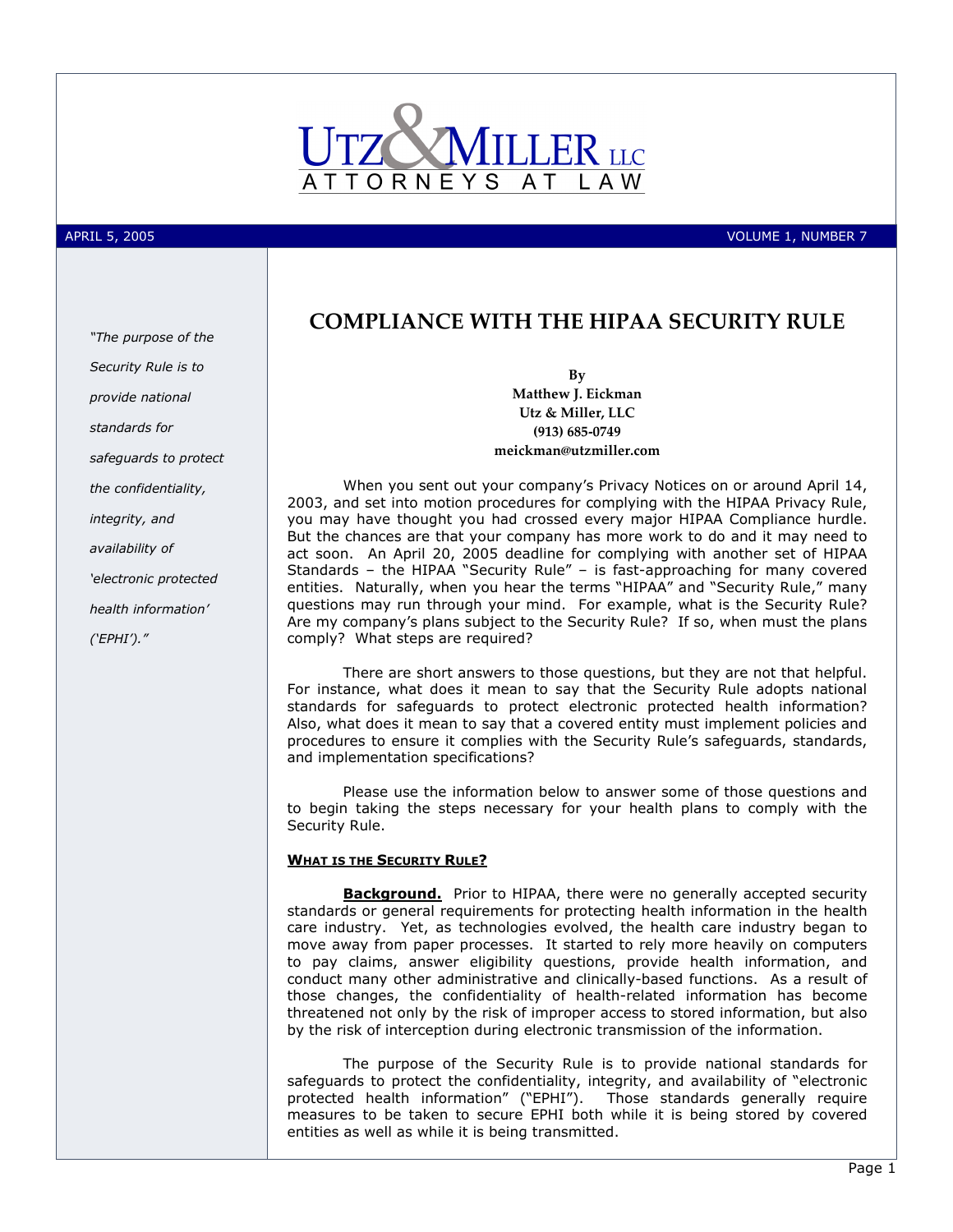UTZ & MILLER LLC
ATTORNEYS AT LAW

APRIL 5, 2005 VOLUME 1, NUMBER 7

*"The purpose of the Security Rule is to provide national standards for safeguards to protect the confidentiality, integrity, and availability of 'electronic protected health information' ('EPHI')."*

# COMPLIANCE WITH THE HIPAA SECURITY RULE

**By**
**Matthew J. Eickman**
**Utz & Miller, LLC**
**(913) 685-0749**
**meickman@utzmiller.com**

When you sent out your company's Privacy Notices on or around April 14, 2003, and set into motion procedures for complying with the HIPAA Privacy Rule, you may have thought you had crossed every major HIPAA Compliance hurdle. But the chances are that your company has more work to do and it may need to act soon. An April 20, 2005 deadline for complying with another set of HIPAA Standards – the HIPAA "Security Rule" – is fast-approaching for many covered entities. Naturally, when you hear the terms "HIPAA" and "Security Rule," many questions may run through your mind. For example, what is the Security Rule? Are my company's plans subject to the Security Rule? If so, when must the plans comply? What steps are required?

There are short answers to those questions, but they are not that helpful. For instance, what does it mean to say that the Security Rule adopts national standards for safeguards to protect electronic protected health information? Also, what does it mean to say that a covered entity must implement policies and procedures to ensure it complies with the Security Rule's safeguards, standards, and implementation specifications?

Please use the information below to answer some of those questions and to begin taking the steps necessary for your health plans to comply with the Security Rule.

## WHAT IS THE SECURITY RULE?

**Background.** Prior to HIPAA, there were no generally accepted security standards or general requirements for protecting health information in the health care industry. Yet, as technologies evolved, the health care industry began to move away from paper processes. It started to rely more heavily on computers to pay claims, answer eligibility questions, provide health information, and conduct many other administrative and clinically-based functions. As a result of those changes, the confidentiality of health-related information has become threatened not only by the risk of improper access to stored information, but also by the risk of interception during electronic transmission of the information.

The purpose of the Security Rule is to provide national standards for safeguards to protect the confidentiality, integrity, and availability of "electronic protected health information" ("EPHI"). Those standards generally require measures to be taken to secure EPHI both while it is being stored by covered entities as well as while it is being transmitted.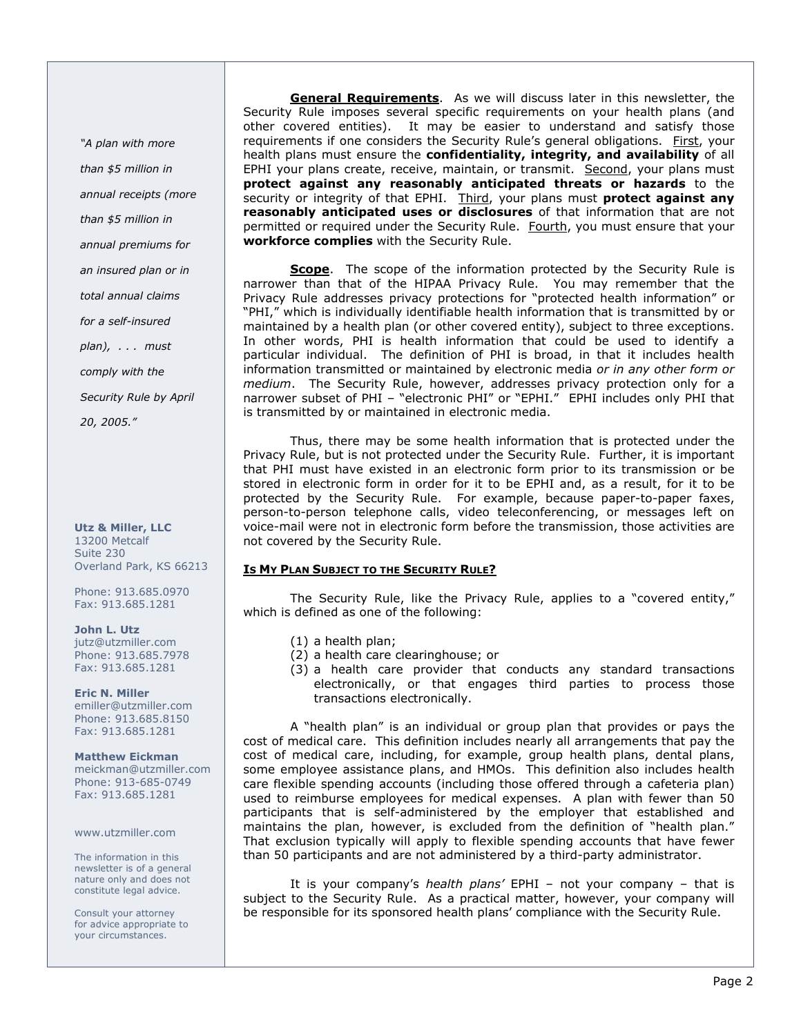**General Requirements**. As we will discuss later in this newsletter, the Security Rule imposes several specific requirements on your health plans (and other covered entities). It may be easier to understand and satisfy those requirements if one considers the Security Rule's general obligations. First, your health plans must ensure the **confidentiality, integrity, and availability** of all EPHI your plans create, receive, maintain, or transmit. Second, your plans must **protect against any reasonably anticipated threats or hazards** to the security or integrity of that EPHI. Third, your plans must **protect against any reasonably anticipated uses or disclosures** of that information that are not permitted or required under the Security Rule. Fourth, you must ensure that your **workforce complies** with the Security Rule.

**Scope**. The scope of the information protected by the Security Rule is narrower than that of the HIPAA Privacy Rule. You may remember that the Privacy Rule addresses privacy protections for "protected health information" or "PHI," which is individually identifiable health information that is transmitted by or maintained by a health plan (or other covered entity), subject to three exceptions. In other words, PHI is health information that could be used to identify a particular individual. The definition of PHI is broad, in that it includes health information transmitted or maintained by electronic media *or in any other form or medium*. The Security Rule, however, addresses privacy protection only for a narrower subset of PHI – "electronic PHI" or "EPHI." EPHI includes only PHI that is transmitted by or maintained in electronic media.

Thus, there may be some health information that is protected under the Privacy Rule, but is not protected under the Security Rule. Further, it is important that PHI must have existed in an electronic form prior to its transmission or be stored in electronic form in order for it to be EPHI and, as a result, for it to be protected by the Security Rule. For example, because paper-to-paper faxes, person-to-person telephone calls, video teleconferencing, or messages left on voice-mail were not in electronic form before the transmission, those activities are not covered by the Security Rule.

*"A plan with more than $5 million in annual receipts (more than $5 million in annual premiums for an insured plan or in total annual claims for a self-insured plan), . . . must comply with the Security Rule by April 20, 2005."*

## Is My Plan Subject to the Security Rule?

The Security Rule, like the Privacy Rule, applies to a "covered entity," which is defined as one of the following:

(1) a health plan;
(2) a health care clearinghouse; or
(3) a health care provider that conducts any standard transactions electronically, or that engages third parties to process those transactions electronically.

A "health plan" is an individual or group plan that provides or pays the cost of medical care. This definition includes nearly all arrangements that pay the cost of medical care, including, for example, group health plans, dental plans, some employee assistance plans, and HMOs. This definition also includes health care flexible spending accounts (including those offered through a cafeteria plan) used to reimburse employees for medical expenses. A plan with fewer than 50 participants that is self-administered by the employer that established and maintains the plan, however, is excluded from the definition of "health plan." That exclusion typically will apply to flexible spending accounts that have fewer than 50 participants and are not administered by a third-party administrator.

It is your company's *health plans'* EPHI – not your company – that is subject to the Security Rule. As a practical matter, however, your company will be responsible for its sponsored health plans' compliance with the Security Rule.

**Utz & Miller, LLC**
13200 Metcalf
Suite 230
Overland Park, KS 66213

Phone: 913.685.0970
Fax: 913.685.1281

**John L. Utz**
jutz@utzmiller.com
Phone: 913.685.7978
Fax: 913.685.1281

**Eric N. Miller**
emiller@utzmiller.com
Phone: 913.685.8150
Fax: 913.685.1281

**Matthew Eickman**
meickman@utzmiller.com
Phone: 913-685-0749
Fax: 913.685.1281

www.utzmiller.com

The information in this newsletter is of a general nature only and does not constitute legal advice.

Consult your attorney for advice appropriate to your circumstances.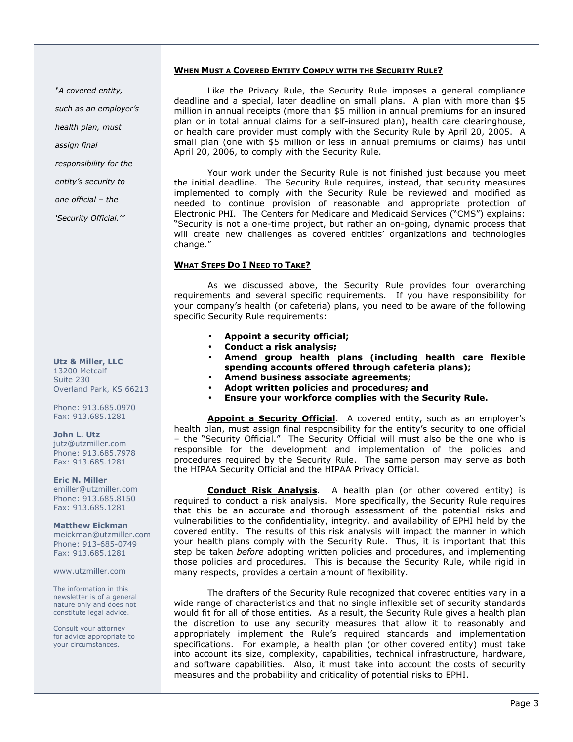## When Must a Covered Entity Comply with the Security Rule?

Like the Privacy Rule, the Security Rule imposes a general compliance deadline and a special, later deadline on small plans. A plan with more than $5 million in annual receipts (more than $5 million in annual premiums for an insured plan or in total annual claims for a self-insured plan), health care clearinghouse, or health care provider must comply with the Security Rule by April 20, 2005. A small plan (one with $5 million or less in annual premiums or claims) has until April 20, 2006, to comply with the Security Rule.

Your work under the Security Rule is not finished just because you meet the initial deadline. The Security Rule requires, instead, that security measures implemented to comply with the Security Rule be reviewed and modified as needed to continue provision of reasonable and appropriate protection of Electronic PHI. The Centers for Medicare and Medicaid Services ("CMS") explains: "Security is not a one-time project, but rather an on-going, dynamic process that will create new challenges as covered entities' organizations and technologies change."

## What Steps Do I Need to Take?

As we discussed above, the Security Rule provides four overarching requirements and several specific requirements. If you have responsibility for your company's health (or cafeteria) plans, you need to be aware of the following specific Security Rule requirements:

- **Appoint a security official;**
- **Conduct a risk analysis;**
- **Amend group health plans (including health care flexible spending accounts offered through cafeteria plans);**
- **Amend business associate agreements;**
- **Adopt written policies and procedures; and**
- **Ensure your workforce complies with the Security Rule.**

**Appoint a Security Official**. A covered entity, such as an employer's health plan, must assign final responsibility for the entity's security to one official – the "Security Official." The Security Official will must also be the one who is responsible for the development and implementation of the policies and procedures required by the Security Rule. The same person may serve as both the HIPAA Security Official and the HIPAA Privacy Official.

*"A covered entity, such as an employer's health plan, must assign final responsibility for the entity's security to one official – the 'Security Official.'"*

**Conduct Risk Analysis**. A health plan (or other covered entity) is required to conduct a risk analysis. More specifically, the Security Rule requires that this be an accurate and thorough assessment of the potential risks and vulnerabilities to the confidentiality, integrity, and availability of EPHI held by the covered entity. The results of this risk analysis will impact the manner in which your health plans comply with the Security Rule. Thus, it is important that this step be taken ***before*** adopting written policies and procedures, and implementing those policies and procedures. This is because the Security Rule, while rigid in many respects, provides a certain amount of flexibility.

The drafters of the Security Rule recognized that covered entities vary in a wide range of characteristics and that no single inflexible set of security standards would fit for all of those entities. As a result, the Security Rule gives a health plan the discretion to use any security measures that allow it to reasonably and appropriately implement the Rule's required standards and implementation specifications. For example, a health plan (or other covered entity) must take into account its size, complexity, capabilities, technical infrastructure, hardware, and software capabilities. Also, it must take into account the costs of security measures and the probability and criticality of potential risks to EPHI.

**Utz & Miller, LLC**
13200 Metcalf
Suite 230
Overland Park, KS 66213

Phone: 913.685.0970
Fax: 913.685.1281

**John L. Utz**
jutz@utzmiller.com
Phone: 913.685.7978
Fax: 913.685.1281

**Eric N. Miller**
emiller@utzmiller.com
Phone: 913.685.8150
Fax: 913.685.1281

**Matthew Eickman**
meickman@utzmiller.com
Phone: 913-685-0749
Fax: 913.685.1281

www.utzmiller.com

The information in this newsletter is of a general nature only and does not constitute legal advice.

Consult your attorney for advice appropriate to your circumstances.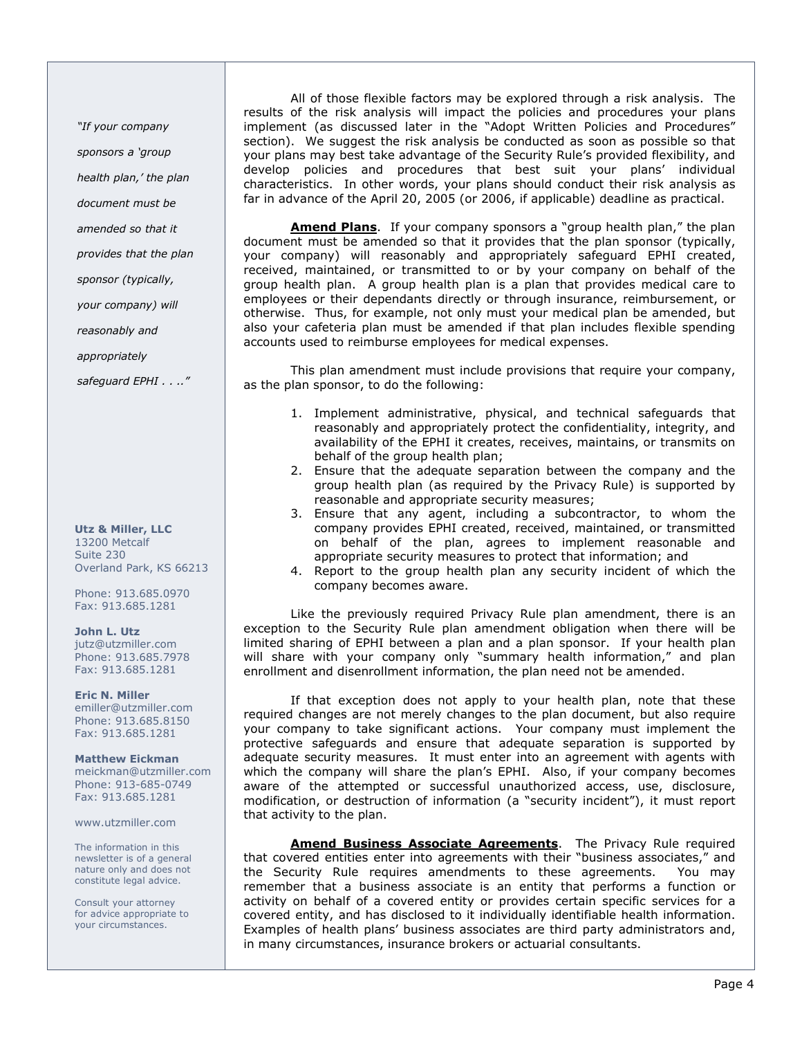All of those flexible factors may be explored through a risk analysis. The results of the risk analysis will impact the policies and procedures your plans implement (as discussed later in the "Adopt Written Policies and Procedures" section). We suggest the risk analysis be conducted as soon as possible so that your plans may best take advantage of the Security Rule's provided flexibility, and develop policies and procedures that best suit your plans' individual characteristics. In other words, your plans should conduct their risk analysis as far in advance of the April 20, 2005 (or 2006, if applicable) deadline as practical.

***Amend Plans***. If your company sponsors a "group health plan," the plan document must be amended so that it provides that the plan sponsor (typically, your company) will reasonably and appropriately safeguard EPHI created, received, maintained, or transmitted to or by your company on behalf of the group health plan. A group health plan is a plan that provides medical care to employees or their dependants directly or through insurance, reimbursement, or otherwise. Thus, for example, not only must your medical plan be amended, but also your cafeteria plan must be amended if that plan includes flexible spending accounts used to reimburse employees for medical expenses.

*"If your company sponsors a 'group health plan,' the plan document must be amended so that it provides that the plan sponsor (typically, your company) will reasonably and appropriately safeguard EPHI . . .."*

This plan amendment must include provisions that require your company, as the plan sponsor, to do the following:

1. Implement administrative, physical, and technical safeguards that reasonably and appropriately protect the confidentiality, integrity, and availability of the EPHI it creates, receives, maintains, or transmits on behalf of the group health plan;
2. Ensure that the adequate separation between the company and the group health plan (as required by the Privacy Rule) is supported by reasonable and appropriate security measures;
3. Ensure that any agent, including a subcontractor, to whom the company provides EPHI created, received, maintained, or transmitted on behalf of the plan, agrees to implement reasonable and appropriate security measures to protect that information; and
4. Report to the group health plan any security incident of which the company becomes aware.

Like the previously required Privacy Rule plan amendment, there is an exception to the Security Rule plan amendment obligation when there will be limited sharing of EPHI between a plan and a plan sponsor. If your health plan will share with your company only "summary health information," and plan enrollment and disenrollment information, the plan need not be amended.

If that exception does not apply to your health plan, note that these required changes are not merely changes to the plan document, but also require your company to take significant actions. Your company must implement the protective safeguards and ensure that adequate separation is supported by adequate security measures. It must enter into an agreement with agents with which the company will share the plan's EPHI. Also, if your company becomes aware of the attempted or successful unauthorized access, use, disclosure, modification, or destruction of information (a "security incident"), it must report that activity to the plan.

***Amend Business Associate Agreements***. The Privacy Rule required that covered entities enter into agreements with their "business associates," and the Security Rule requires amendments to these agreements. You may remember that a business associate is an entity that performs a function or activity on behalf of a covered entity or provides certain specific services for a covered entity, and has disclosed to it individually identifiable health information. Examples of health plans' business associates are third party administrators and, in many circumstances, insurance brokers or actuarial consultants.

**Utz & Miller, LLC**
13200 Metcalf
Suite 230
Overland Park, KS 66213

Phone: 913.685.0970
Fax: 913.685.1281

**John L. Utz**
jutz@utzmiller.com
Phone: 913.685.7978
Fax: 913.685.1281

**Eric N. Miller**
emiller@utzmiller.com
Phone: 913.685.8150
Fax: 913.685.1281

**Matthew Eickman**
meickman@utzmiller.com
Phone: 913-685-0749
Fax: 913.685.1281

www.utzmiller.com

The information in this newsletter is of a general nature only and does not constitute legal advice.

Consult your attorney for advice appropriate to your circumstances.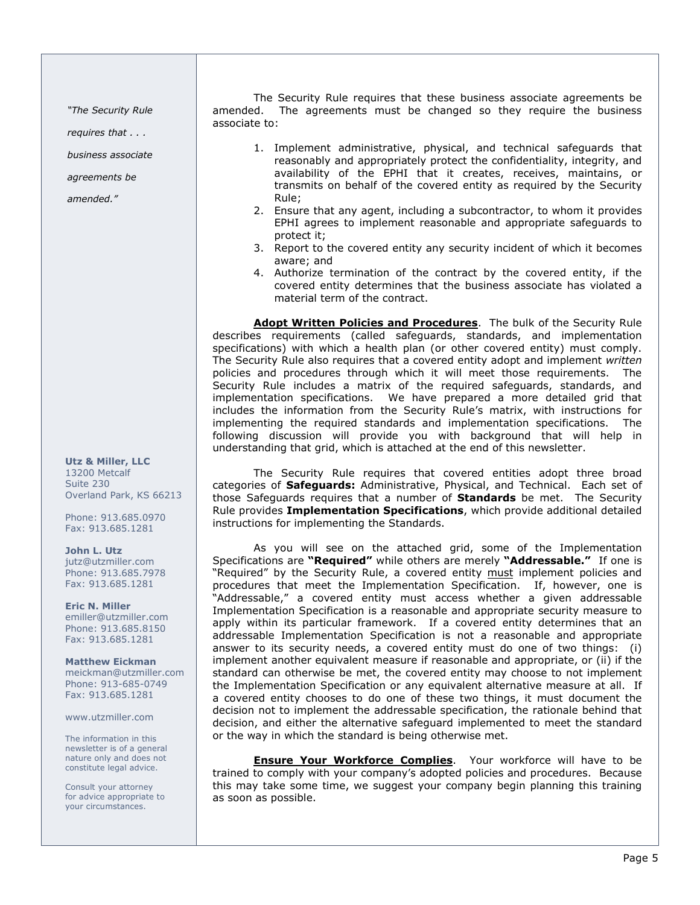The Security Rule requires that these business associate agreements be amended. The agreements must be changed so they require the business associate to:

1. Implement administrative, physical, and technical safeguards that reasonably and appropriately protect the confidentiality, integrity, and availability of the EPHI that it creates, receives, maintains, or transmits on behalf of the covered entity as required by the Security Rule;
2. Ensure that any agent, including a subcontractor, to whom it provides EPHI agrees to implement reasonable and appropriate safeguards to protect it;
3. Report to the covered entity any security incident of which it becomes aware; and
4. Authorize termination of the contract by the covered entity, if the covered entity determines that the business associate has violated a material term of the contract.

**Adopt Written Policies and Procedures**. The bulk of the Security Rule describes requirements (called safeguards, standards, and implementation specifications) with which a health plan (or other covered entity) must comply. The Security Rule also requires that a covered entity adopt and implement *written* policies and procedures through which it will meet those requirements. The Security Rule includes a matrix of the required safeguards, standards, and implementation specifications. We have prepared a more detailed grid that includes the information from the Security Rule's matrix, with instructions for implementing the required standards and implementation specifications. The following discussion will provide you with background that will help in understanding that grid, which is attached at the end of this newsletter.

The Security Rule requires that covered entities adopt three broad categories of **Safeguards:** Administrative, Physical, and Technical. Each set of those Safeguards requires that a number of **Standards** be met. The Security Rule provides **Implementation Specifications**, which provide additional detailed instructions for implementing the Standards.

As you will see on the attached grid, some of the Implementation Specifications are **"Required"** while others are merely **"Addressable."** If one is "Required" by the Security Rule, a covered entity must implement policies and procedures that meet the Implementation Specification. If, however, one is "Addressable," a covered entity must access whether a given addressable Implementation Specification is a reasonable and appropriate security measure to apply within its particular framework. If a covered entity determines that an addressable Implementation Specification is not a reasonable and appropriate answer to its security needs, a covered entity must do one of two things: (i) implement another equivalent measure if reasonable and appropriate, or (ii) if the standard can otherwise be met, the covered entity may choose to not implement the Implementation Specification or any equivalent alternative measure at all. If a covered entity chooses to do one of these two things, it must document the decision not to implement the addressable specification, the rationale behind that decision, and either the alternative safeguard implemented to meet the standard or the way in which the standard is being otherwise met.

**Ensure Your Workforce Complies**. Your workforce will have to be trained to comply with your company's adopted policies and procedures. Because this may take some time, we suggest your company begin planning this training as soon as possible.

*"The Security Rule requires that . . . business associate agreements be amended."*

**Utz & Miller, LLC**
13200 Metcalf
Suite 230
Overland Park, KS 66213

Phone: 913.685.0970
Fax: 913.685.1281

**John L. Utz**
jutz@utzmiller.com
Phone: 913.685.7978
Fax: 913.685.1281

**Eric N. Miller**
emiller@utzmiller.com
Phone: 913.685.8150
Fax: 913.685.1281

**Matthew Eickman**
meickman@utzmiller.com
Phone: 913-685-0749
Fax: 913.685.1281

www.utzmiller.com

The information in this newsletter is of a general nature only and does not constitute legal advice.

Consult your attorney for advice appropriate to your circumstances.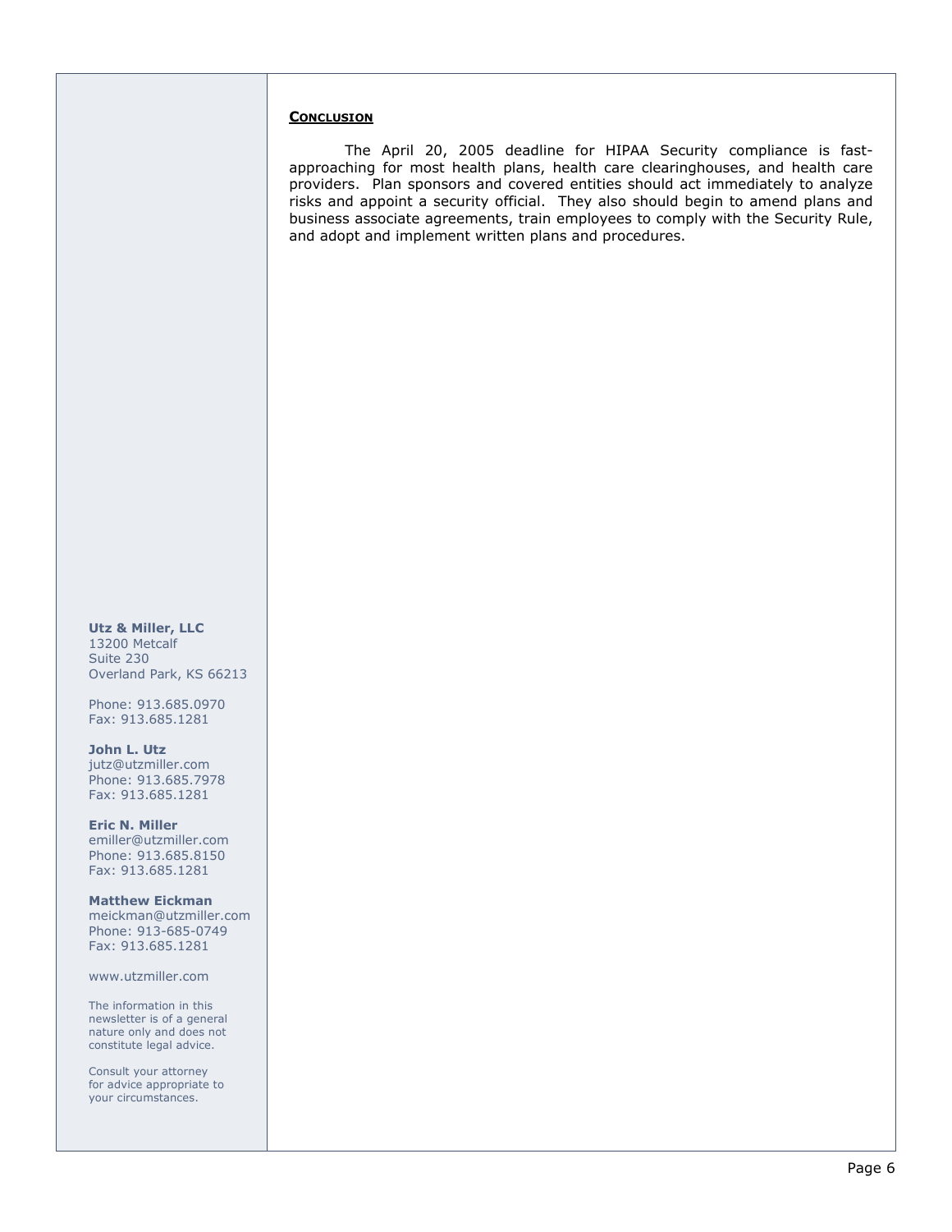## CONCLUSION

The April 20, 2005 deadline for HIPAA Security compliance is fast-approaching for most health plans, health care clearinghouses, and health care providers. Plan sponsors and covered entities should act immediately to analyze risks and appoint a security official. They also should begin to amend plans and business associate agreements, train employees to comply with the Security Rule, and adopt and implement written plans and procedures.

**Utz & Miller, LLC**
13200 Metcalf
Suite 230
Overland Park, KS 66213

Phone: 913.685.0970
Fax: 913.685.1281

**John L. Utz**
jutz@utzmiller.com
Phone: 913.685.7978
Fax: 913.685.1281

**Eric N. Miller**
emiller@utzmiller.com
Phone: 913.685.8150
Fax: 913.685.1281

**Matthew Eickman**
meickman@utzmiller.com
Phone: 913-685-0749
Fax: 913.685.1281

www.utzmiller.com

The information in this newsletter is of a general nature only and does not constitute legal advice.

Consult your attorney for advice appropriate to your circumstances.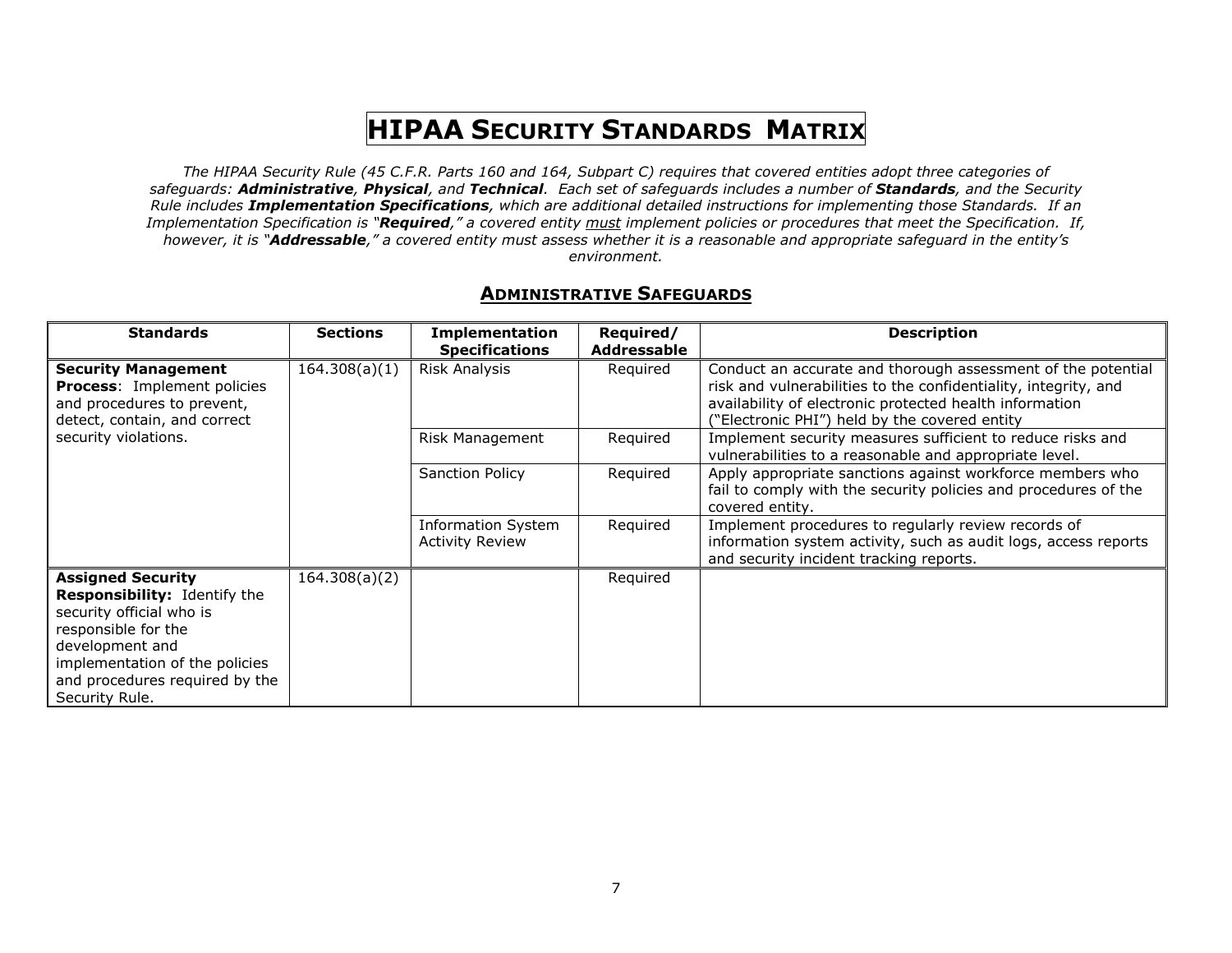# HIPAA Security Standards Matrix

*The HIPAA Security Rule (45 C.F.R. Parts 160 and 164, Subpart C) requires that covered entities adopt three categories of safeguards: **Administrative**, **Physical**, and **Technical**. Each set of safeguards includes a number of **Standards**, and the Security Rule includes **Implementation Specifications**, which are additional detailed instructions for implementing those Standards. If an Implementation Specification is "**Required**," a covered entity must implement policies or procedures that meet the Specification. If, however, it is "**Addressable**," a covered entity must assess whether it is a reasonable and appropriate safeguard in the entity's environment.*

## Administrative Safeguards

| Standards | Sections | Implementation Specifications | Required/ Addressable | Description |
|---|---|---|---|---|
| **Security Management Process**: Implement policies and procedures to prevent, detect, contain, and correct security violations. | 164.308(a)(1) | Risk Analysis | Required | Conduct an accurate and thorough assessment of the potential risk and vulnerabilities to the confidentiality, integrity, and availability of electronic protected health information ("Electronic PHI") held by the covered entity |
| | | Risk Management | Required | Implement security measures sufficient to reduce risks and vulnerabilities to a reasonable and appropriate level. |
| | | Sanction Policy | Required | Apply appropriate sanctions against workforce members who fail to comply with the security policies and procedures of the covered entity. |
| | | Information System Activity Review | Required | Implement procedures to regularly review records of information system activity, such as audit logs, access reports and security incident tracking reports. |
| **Assigned Security Responsibility:** Identify the security official who is responsible for the development and implementation of the policies and procedures required by the Security Rule. | 164.308(a)(2) | | Required | |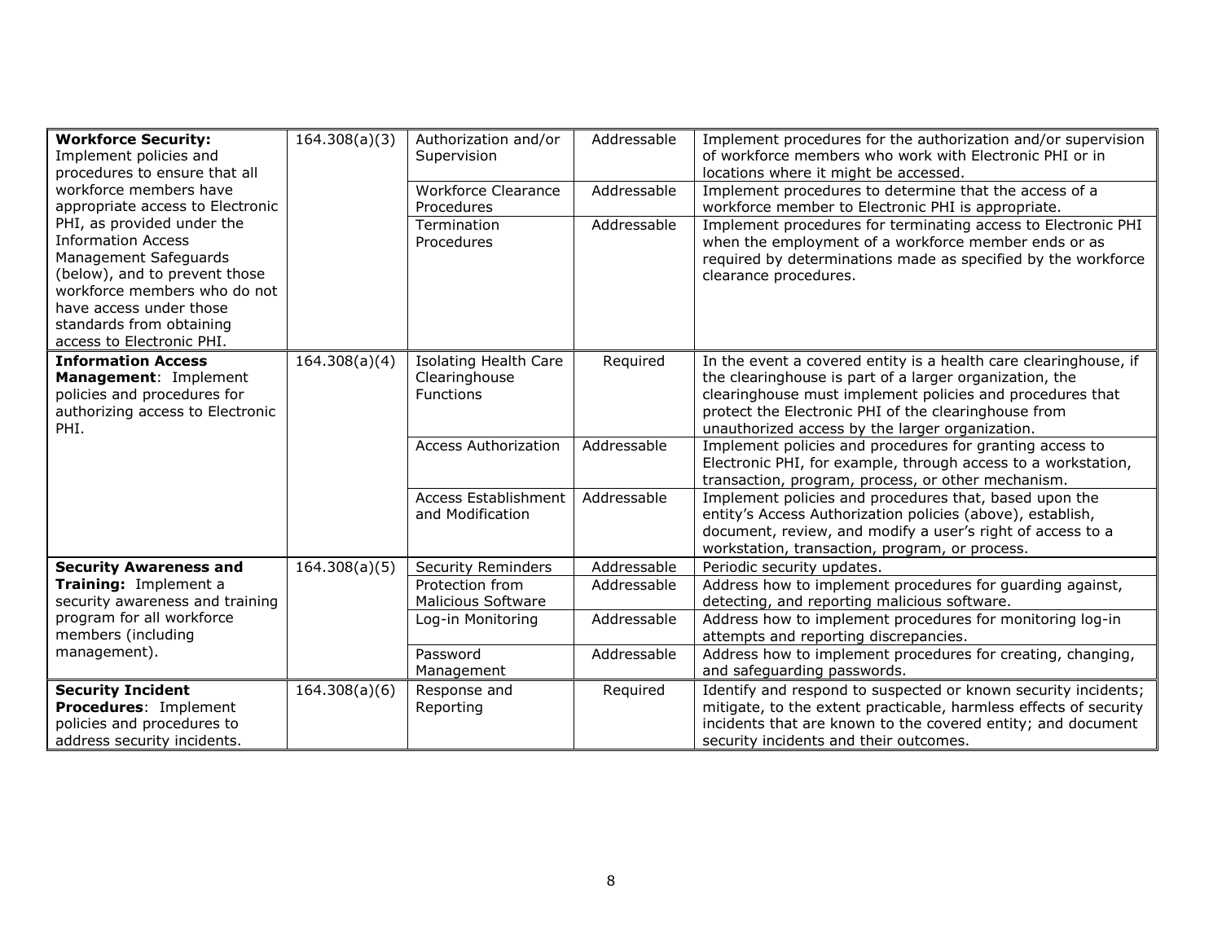| | | | | |
|---|---|---|---|---|
| **Workforce Security:** Implement policies and procedures to ensure that all workforce members have appropriate access to Electronic PHI, as provided under the Information Access Management Safeguards (below), and to prevent those workforce members who do not have access under those standards from obtaining access to Electronic PHI. | 164.308(a)(3) | Authorization and/or Supervision | Addressable | Implement procedures for the authorization and/or supervision of workforce members who work with Electronic PHI or in locations where it might be accessed. |
| | | Workforce Clearance Procedures | Addressable | Implement procedures to determine that the access of a workforce member to Electronic PHI is appropriate. |
| | | Termination Procedures | Addressable | Implement procedures for terminating access to Electronic PHI when the employment of a workforce member ends or as required by determinations made as specified by the workforce clearance procedures. |
| **Information Access Management**: Implement policies and procedures for authorizing access to Electronic PHI. | 164.308(a)(4) | Isolating Health Care Clearinghouse Functions | Required | In the event a covered entity is a health care clearinghouse, if the clearinghouse is part of a larger organization, the clearinghouse must implement policies and procedures that protect the Electronic PHI of the clearinghouse from unauthorized access by the larger organization. |
| | | Access Authorization | Addressable | Implement policies and procedures for granting access to Electronic PHI, for example, through access to a workstation, transaction, program, process, or other mechanism. |
| | | Access Establishment and Modification | Addressable | Implement policies and procedures that, based upon the entity's Access Authorization policies (above), establish, document, review, and modify a user's right of access to a workstation, transaction, program, or process. |
| **Security Awareness and Training:** Implement a security awareness and training program for all workforce members (including management). | 164.308(a)(5) | Security Reminders | Addressable | Periodic security updates. |
| | | Protection from Malicious Software | Addressable | Address how to implement procedures for guarding against, detecting, and reporting malicious software. |
| | | Log-in Monitoring | Addressable | Address how to implement procedures for monitoring log-in attempts and reporting discrepancies. |
| | | Password Management | Addressable | Address how to implement procedures for creating, changing, and safeguarding passwords. |
| **Security Incident Procedures**: Implement policies and procedures to address security incidents. | 164.308(a)(6) | Response and Reporting | Required | Identify and respond to suspected or known security incidents; mitigate, to the extent practicable, harmless effects of security incidents that are known to the covered entity; and document security incidents and their outcomes. |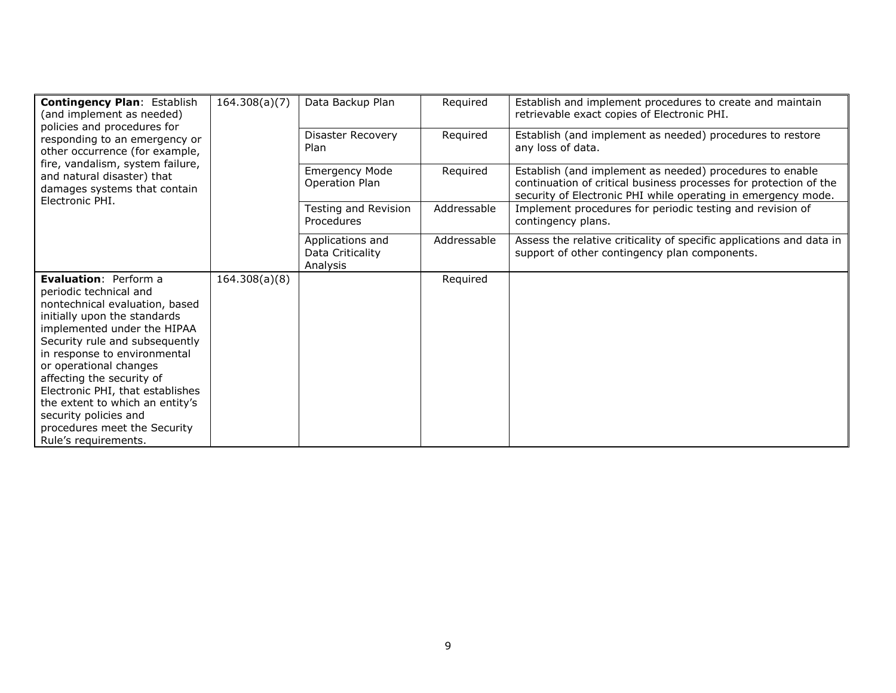| | | | | |
|---|---|---|---|---|
| **Contingency Plan**: Establish (and implement as needed) policies and procedures for responding to an emergency or other occurrence (for example, fire, vandalism, system failure, and natural disaster) that damages systems that contain Electronic PHI. | 164.308(a)(7) | Data Backup Plan | Required | Establish and implement procedures to create and maintain retrievable exact copies of Electronic PHI. |
| | | Disaster Recovery Plan | Required | Establish (and implement as needed) procedures to restore any loss of data. |
| | | Emergency Mode Operation Plan | Required | Establish (and implement as needed) procedures to enable continuation of critical business processes for protection of the security of Electronic PHI while operating in emergency mode. |
| | | Testing and Revision Procedures | Addressable | Implement procedures for periodic testing and revision of contingency plans. |
| | | Applications and Data Criticality Analysis | Addressable | Assess the relative criticality of specific applications and data in support of other contingency plan components. |
| **Evaluation**: Perform a periodic technical and nontechnical evaluation, based initially upon the standards implemented under the HIPAA Security rule and subsequently in response to environmental or operational changes affecting the security of Electronic PHI, that establishes the extent to which an entity's security policies and procedures meet the Security Rule's requirements. | 164.308(a)(8) | | Required | |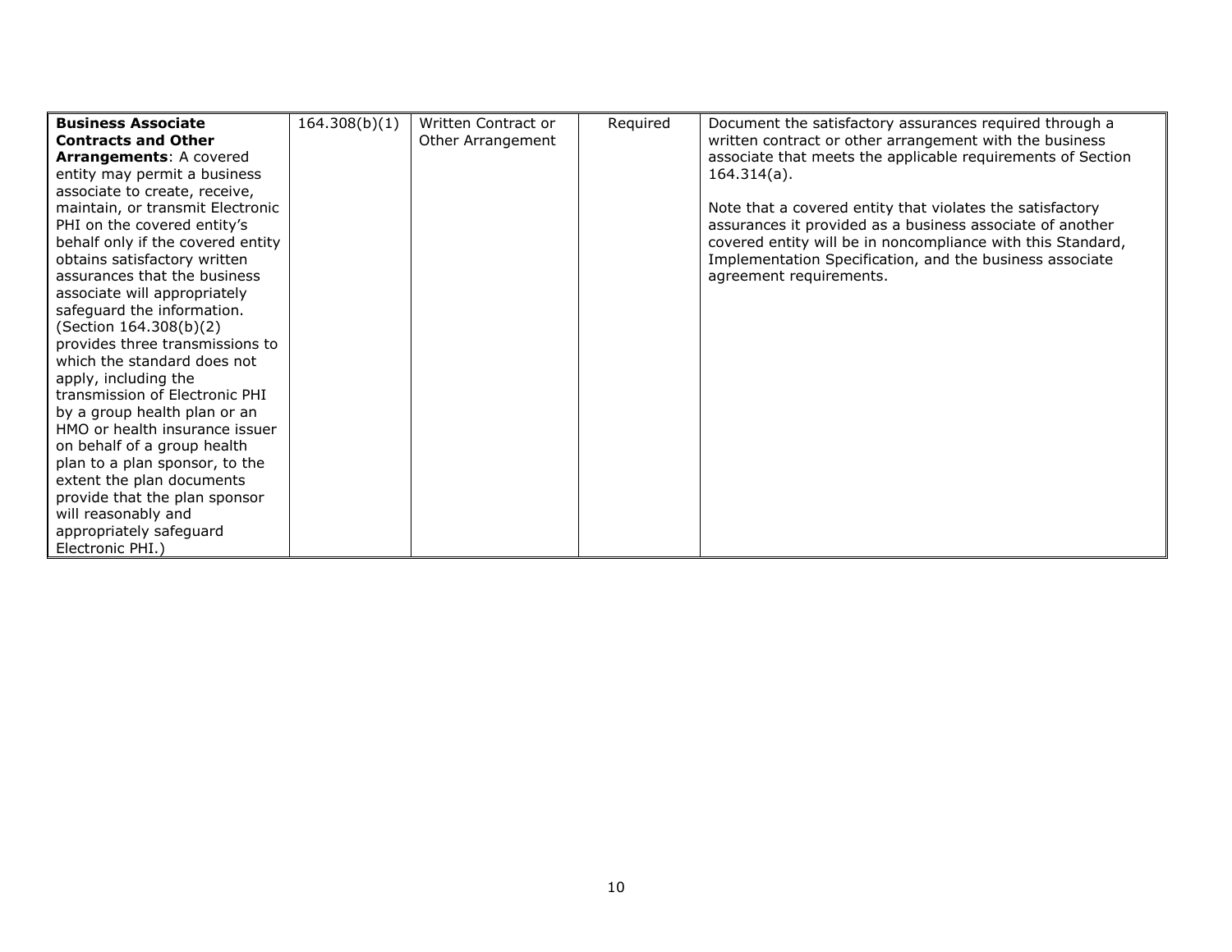| **Business Associate Contracts and Other Arrangements**: A covered entity may permit a business associate to create, receive, maintain, or transmit Electronic PHI on the covered entity's behalf only if the covered entity obtains satisfactory written assurances that the business associate will appropriately safeguard the information. (Section 164.308(b)(2) provides three transmissions to which the standard does not apply, including the transmission of Electronic PHI by a group health plan or an HMO or health insurance issuer on behalf of a group health plan to a plan sponsor, to the extent the plan documents provide that the plan sponsor will reasonably and appropriately safeguard Electronic PHI.) | 164.308(b)(1) | Written Contract or Other Arrangement | Required | Document the satisfactory assurances required through a written contract or other arrangement with the business associate that meets the applicable requirements of Section 164.314(a).<br><br>Note that a covered entity that violates the satisfactory assurances it provided as a business associate of another covered entity will be in noncompliance with this Standard, Implementation Specification, and the business associate agreement requirements. |
|---|---|---|---|---|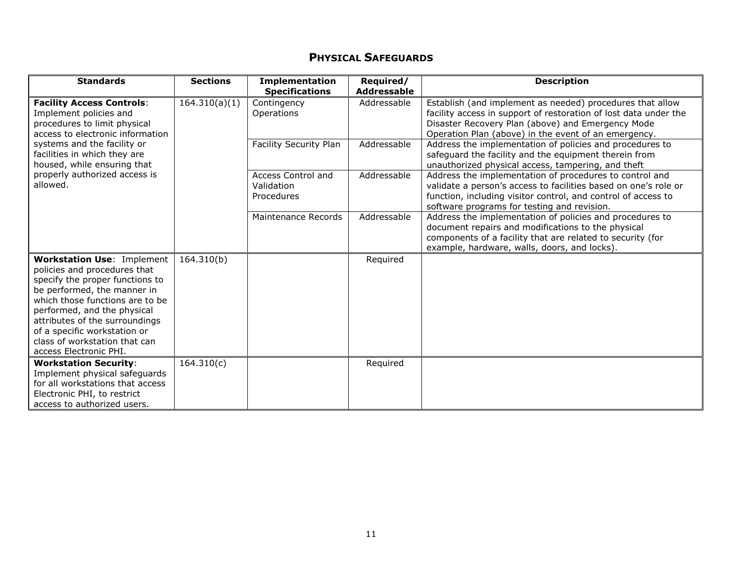## PHYSICAL SAFEGUARDS

| Standards | Sections | Implementation Specifications | Required/ Addressable | Description |
|---|---|---|---|---|
| **Facility Access Controls**: Implement policies and procedures to limit physical access to electronic information systems and the facility or facilities in which they are housed, while ensuring that properly authorized access is allowed. | 164.310(a)(1) | Contingency Operations | Addressable | Establish (and implement as needed) procedures that allow facility access in support of restoration of lost data under the Disaster Recovery Plan (above) and Emergency Mode Operation Plan (above) in the event of an emergency. |
| | | Facility Security Plan | Addressable | Address the implementation of policies and procedures to safeguard the facility and the equipment therein from unauthorized physical access, tampering, and theft |
| | | Access Control and Validation Procedures | Addressable | Address the implementation of procedures to control and validate a person's access to facilities based on one's role or function, including visitor control, and control of access to software programs for testing and revision. |
| | | Maintenance Records | Addressable | Address the implementation of policies and procedures to document repairs and modifications to the physical components of a facility that are related to security (for example, hardware, walls, doors, and locks). |
| **Workstation Use**: Implement policies and procedures that specify the proper functions to be performed, the manner in which those functions are to be performed, and the physical attributes of the surroundings of a specific workstation or class of workstation that can access Electronic PHI. | 164.310(b) | | Required | |
| **Workstation Security**: Implement physical safeguards for all workstations that access Electronic PHI, to restrict access to authorized users. | 164.310(c) | | Required | |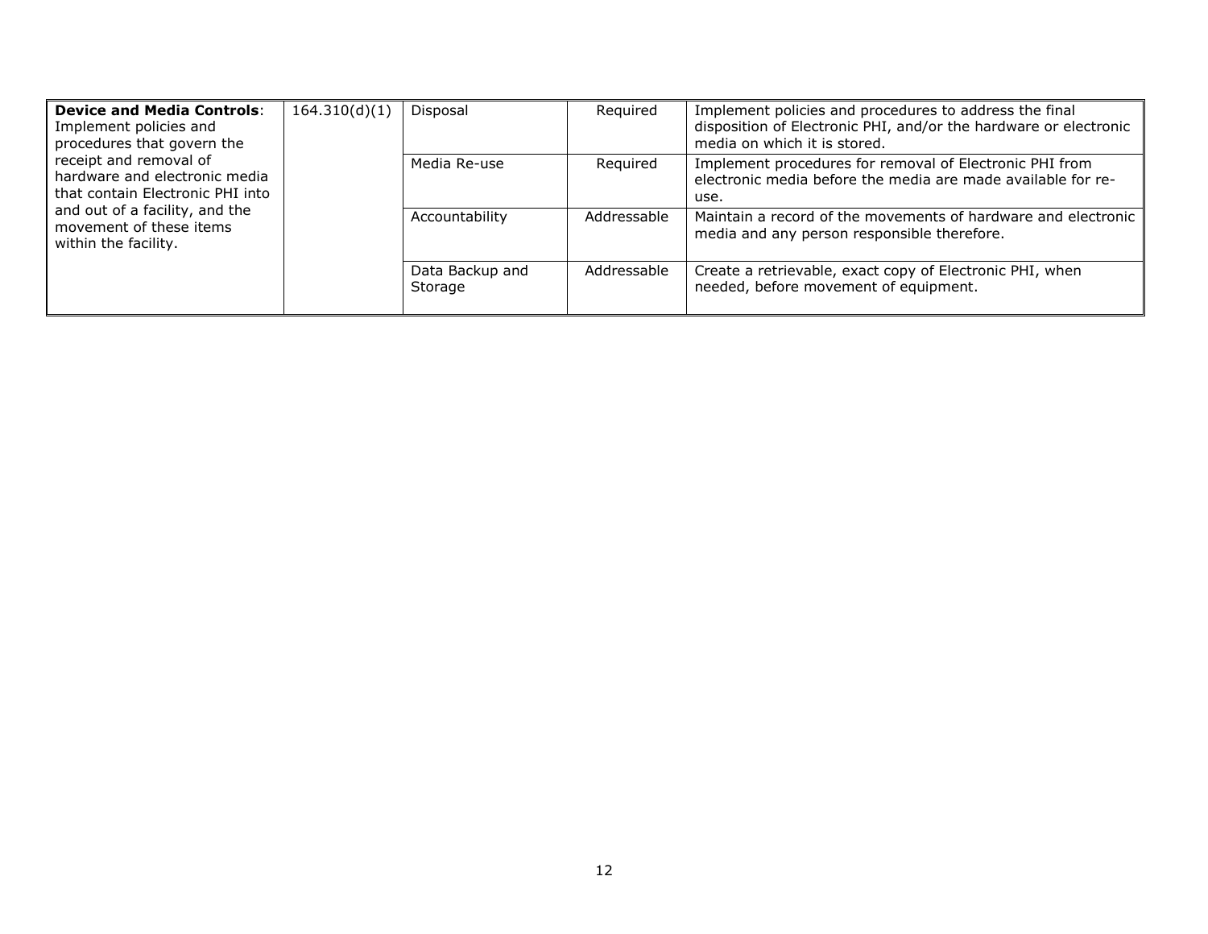| | | | | |
|---|---|---|---|---|
| **Device and Media Controls**: Implement policies and procedures that govern the receipt and removal of hardware and electronic media that contain Electronic PHI into and out of a facility, and the movement of these items within the facility. | 164.310(d)(1) | Disposal | Required | Implement policies and procedures to address the final disposition of Electronic PHI, and/or the hardware or electronic media on which it is stored. |
| | | Media Re-use | Required | Implement procedures for removal of Electronic PHI from electronic media before the media are made available for re-use. |
| | | Accountability | Addressable | Maintain a record of the movements of hardware and electronic media and any person responsible therefore. |
| | | Data Backup and Storage | Addressable | Create a retrievable, exact copy of Electronic PHI, when needed, before movement of equipment. |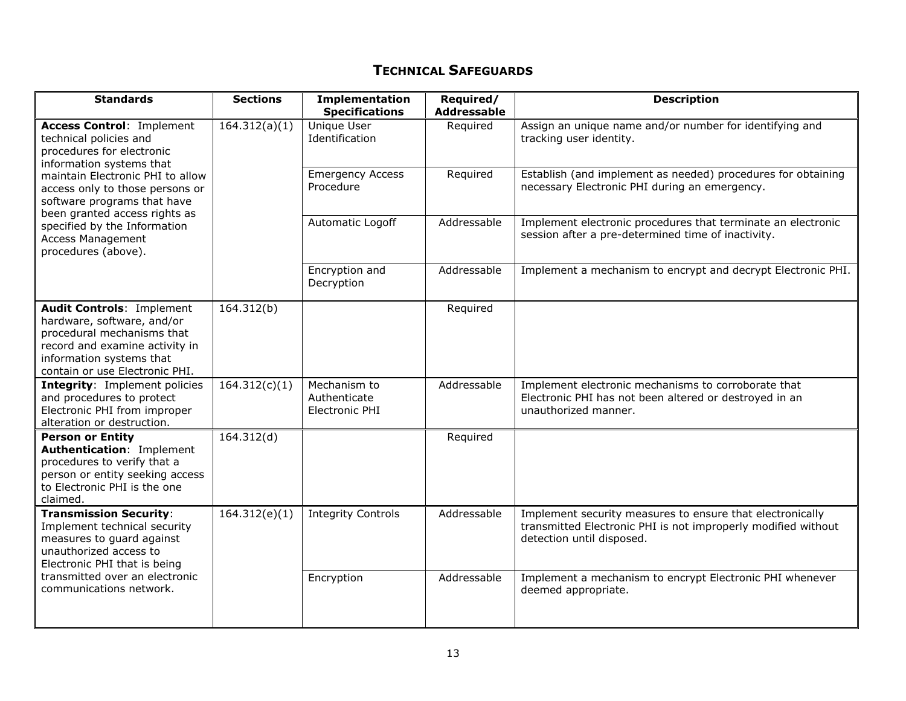## TECHNICAL SAFEGUARDS

| Standards | Sections | Implementation Specifications | Required/ Addressable | Description |
|---|---|---|---|---|
| **Access Control**: Implement technical policies and procedures for electronic information systems that maintain Electronic PHI to allow access only to those persons or software programs that have been granted access rights as specified by the Information Access Management procedures (above). | 164.312(a)(1) | Unique User Identification | Required | Assign an unique name and/or number for identifying and tracking user identity. |
| | | Emergency Access Procedure | Required | Establish (and implement as needed) procedures for obtaining necessary Electronic PHI during an emergency. |
| | | Automatic Logoff | Addressable | Implement electronic procedures that terminate an electronic session after a pre-determined time of inactivity. |
| | | Encryption and Decryption | Addressable | Implement a mechanism to encrypt and decrypt Electronic PHI. |
| **Audit Controls**: Implement hardware, software, and/or procedural mechanisms that record and examine activity in information systems that contain or use Electronic PHI. | 164.312(b) | | Required | |
| **Integrity**: Implement policies and procedures to protect Electronic PHI from improper alteration or destruction. | 164.312(c)(1) | Mechanism to Authenticate Electronic PHI | Addressable | Implement electronic mechanisms to corroborate that Electronic PHI has not been altered or destroyed in an unauthorized manner. |
| **Person or Entity Authentication**: Implement procedures to verify that a person or entity seeking access to Electronic PHI is the one claimed. | 164.312(d) | | Required | |
| **Transmission Security**: Implement technical security measures to guard against unauthorized access to Electronic PHI that is being transmitted over an electronic communications network. | 164.312(e)(1) | Integrity Controls | Addressable | Implement security measures to ensure that electronically transmitted Electronic PHI is not improperly modified without detection until disposed. |
| | | Encryption | Addressable | Implement a mechanism to encrypt Electronic PHI whenever deemed appropriate. |